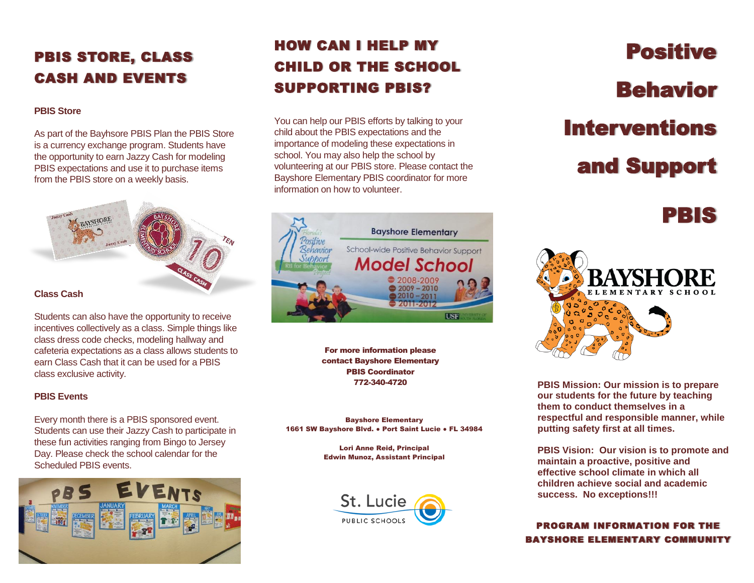## PBIS STORE, CLASS CASH AND EVENTS

**PBIS Store**

As part of the Bayhsore PBIS Plan the PBIS Store is a currency exchange program. Students have the opportunity to earn Jazzy Cash for modeling PBIS expectations and use it to purchase items from the PBIS store on a weekly basis.

**Class Cash**

Students can also have the opportunity to receive incentives collectively as a class. Simple things like class dress code checks, modeling hallway and cafeteria expectations as a class allows students to earn Class Cash that it can be used for a PBIS class exclusive activity.

**PBIS Events**

Every month there is a PBIS sponsored event. Students can use their Jazzy Cash to participate in these fun activities ranging from Bingo to Jersey Day. Please check the school calendar for the Scheduled PBIS events.

## HOW CAN I HELP MY CHILD OR THE SCHOOL SUPPORTING PBIS?

You can help our PBIS efforts by talking to your child about the PBIS expectations and the importance of modeling these expectations in school. You may also help the school by volunteering at our PBIS store. Please contact the Bayshore Elementary PBIS coordinator for more information on how to volunteer.

**For more information please contact Bayshore Elementary PBIS Coordinator**
**772-340-4720**

**Bayshore Elementary**
**1661 SW Bayshore Blvd. • Port Saint Lucie • FL 34984**

**Lori Anne Reid, Principal**
**Edwin Munoz, Assistant Principal**

St. Lucie PUBLIC SCHOOLS

# Positive Behavior Interventions and Support

# PBIS

BAYSHORE ELEMENTARY SCHOOL

**PBIS Mission: Our mission is to prepare our students for the future by teaching them to conduct themselves in a respectful and responsible manner, while putting safety first at all times.**

**PBIS Vision: Our vision is to promote and maintain a proactive, positive and effective school climate in which all children achieve social and academic success. No exceptions!!!**

**PROGRAM INFORMATION FOR THE BAYSHORE ELEMENTARY COMMUNITY**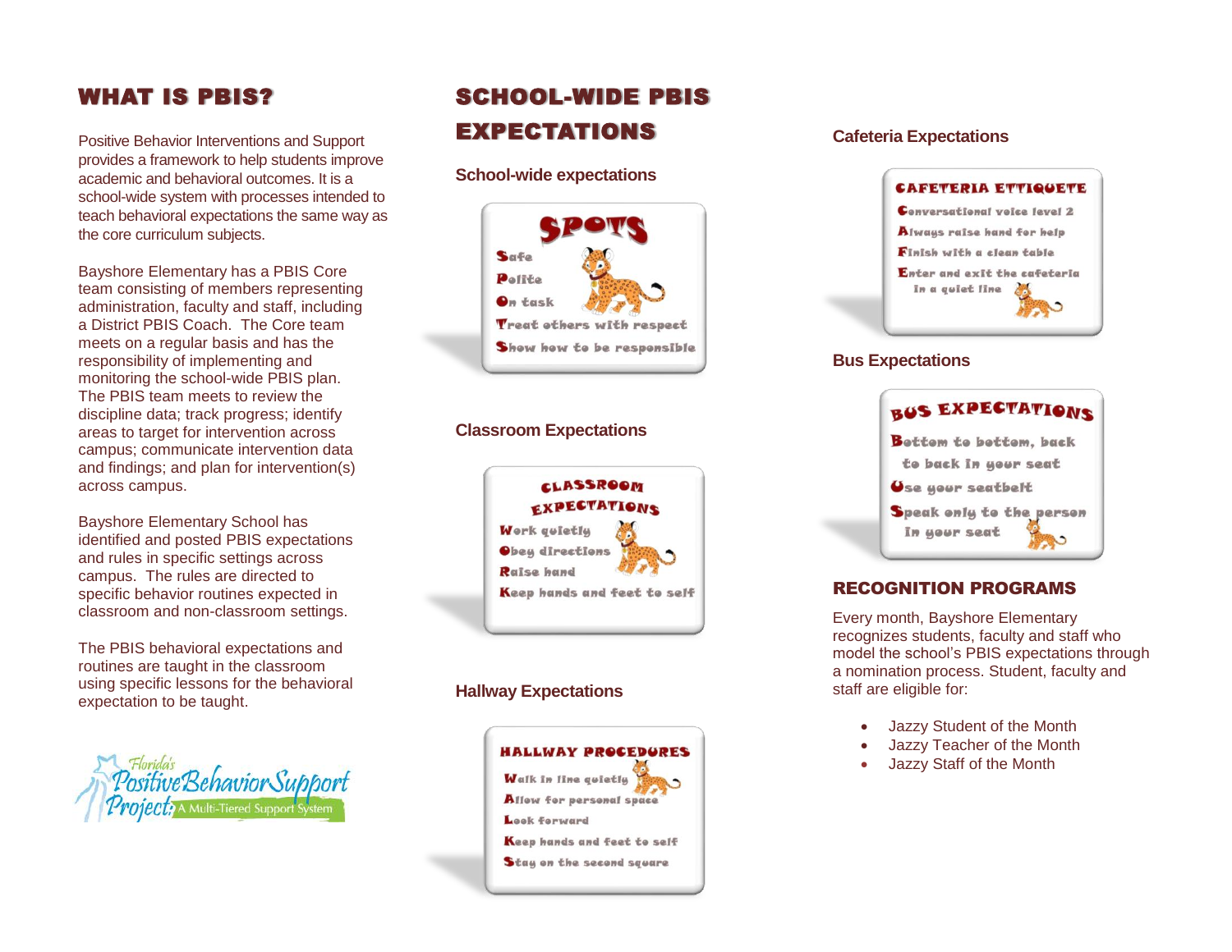## WHAT IS PBIS?

Positive Behavior Interventions and Support provides a framework to help students improve academic and behavioral outcomes. It is a school-wide system with processes intended to teach behavioral expectations the same way as the core curriculum subjects.

Bayshore Elementary has a PBIS Core team consisting of members representing administration, faculty and staff, including a District PBIS Coach. The Core team meets on a regular basis and has the responsibility of implementing and monitoring the school-wide PBIS plan. The PBIS team meets to review the discipline data; track progress; identify areas to target for intervention across campus; communicate intervention data and findings; and plan for intervention(s) across campus.

Bayshore Elementary School has identified and posted PBIS expectations and rules in specific settings across campus. The rules are directed to specific behavior routines expected in classroom and non-classroom settings.

The PBIS behavioral expectations and routines are taught in the classroom using specific lessons for the behavioral expectation to be taught.

Florida's Positive Behavior Support Project: A Multi-Tiered Support System

## SCHOOL-WIDE PBIS EXPECTATIONS

### School-wide expectations

**SPOTS**

- **S**afe
- **P**olite
- **O**n task
- **T**reat others with respect
- **S**how how to be responsible

### Classroom Expectations

**CLASSROOM EXPECTATIONS**

- **W**ork quietly
- **O**bey directions
- **R**aise hand
- **K**eep hands and feet to self

### Hallway Expectations

**HALLWAY PROCEDURES**

- **W**alk in line quietly
- **A**llow for personal space
- **L**ook forward
- **K**eep hands and feet to self
- **S**tay on the second square

### Cafeteria Expectations

**CAFETERIA ETTIQUETE**

- **C**onversational voice level 2
- **A**lways raise hand for help
- **F**inish with a clean table
- **E**nter and exit the cafeteria in a quiet line

### Bus Expectations

**BUS EXPECTATIONS**

- **B**ottom to bottom, back to back in your seat
- **U**se your seatbelt
- **S**peak only to the person in your seat

## RECOGNITION PROGRAMS

Every month, Bayshore Elementary recognizes students, faculty and staff who model the school's PBIS expectations through a nomination process. Student, faculty and staff are eligible for:

- Jazzy Student of the Month
- Jazzy Teacher of the Month
- Jazzy Staff of the Month